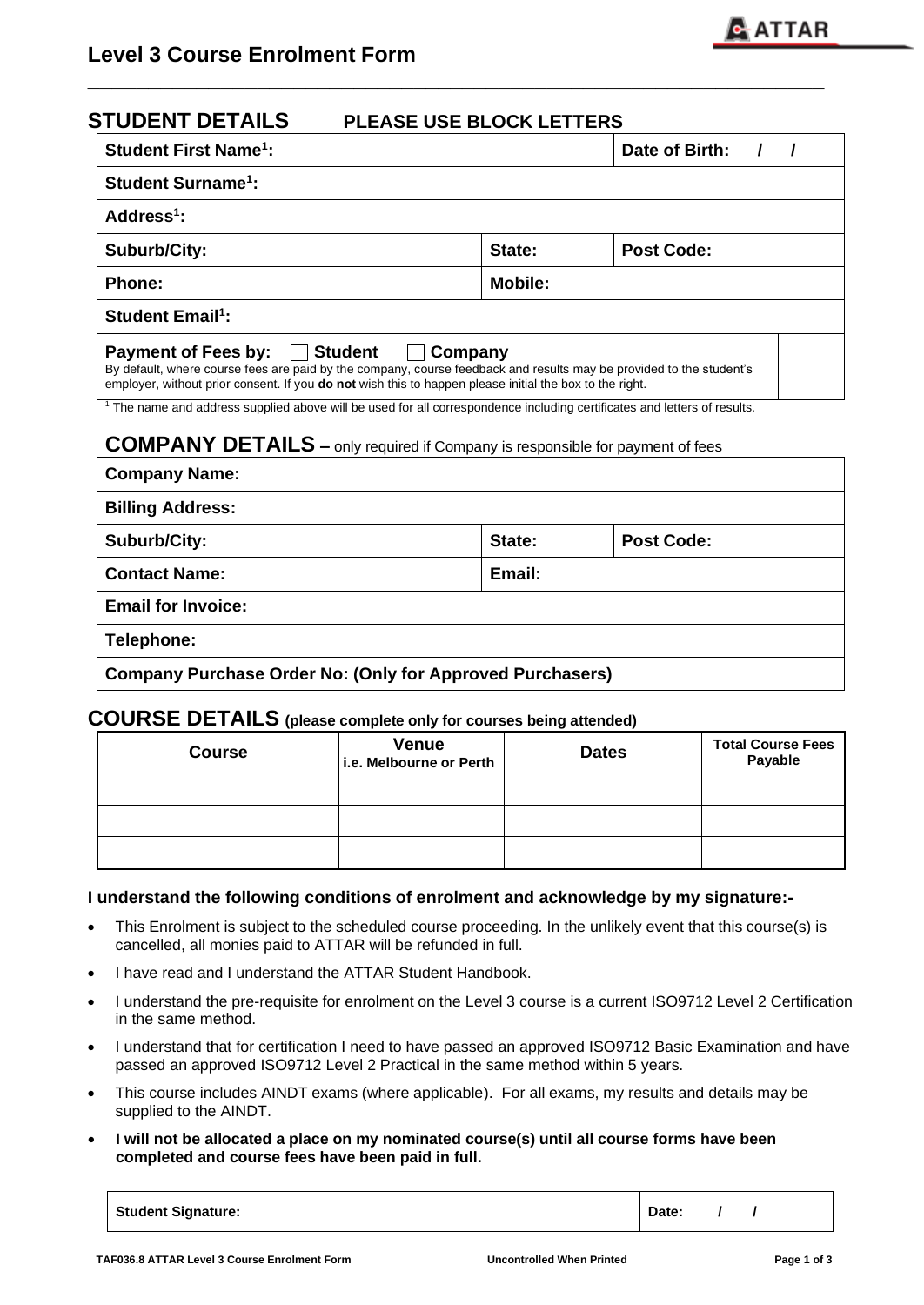# Level 3 Course Enrolment Form

## STUDENT DETAILS    PLEASE USE BLOCK LETTERS

| | | |
|---|---|---|
| **Student First Name[1]:** | | **Date of Birth: / /** |
| **Student Surname[1]:** | | |
| **Address[1]:** | | |
| **Suburb/City:** | **State:** | **Post Code:** |
| **Phone:** | **Mobile:** | |
| **Student Email[1]:** | | |
| **Payment of Fees by:** ☐ **Student** ☐ **Company** By default, where course fees are paid by the company, course feedback and results may be provided to the student's employer, without prior consent. If you **do not** wish this to happen please initial the box to the right. | | |

[1] The name and address supplied above will be used for all correspondence including certificates and letters of results.

## COMPANY DETAILS – only required if Company is responsible for payment of fees

| | | |
|---|---|---|
| **Company Name:** | | |
| **Billing Address:** | | |
| **Suburb/City:** | **State:** | **Post Code:** |
| **Contact Name:** | **Email:** | |
| **Email for Invoice:** | | |
| **Telephone:** | | |
| **Company Purchase Order No: (Only for Approved Purchasers)** | | |

## COURSE DETAILS (please complete only for courses being attended)

| Course | Venue i.e. Melbourne or Perth | Dates | Total Course Fees Payable |
|---|---|---|---|
| | | | |
| | | | |
| | | | |

**I understand the following conditions of enrolment and acknowledge by my signature:-**

- This Enrolment is subject to the scheduled course proceeding. In the unlikely event that this course(s) is cancelled, all monies paid to ATTAR will be refunded in full.
- I have read and I understand the ATTAR Student Handbook.
- I understand the pre-requisite for enrolment on the Level 3 course is a current ISO9712 Level 2 Certification in the same method.
- I understand that for certification I need to have passed an approved ISO9712 Basic Examination and have passed an approved ISO9712 Level 2 Practical in the same method within 5 years.
- This course includes AINDT exams (where applicable). For all exams, my results and details may be supplied to the AINDT.
- **I will not be allocated a place on my nominated course(s) until all course forms have been completed and course fees have been paid in full.**

| | |
|---|---|
| **Student Signature:** | **Date: / /** |

TAF036.8 ATTAR Level 3 Course Enrolment Form    Uncontrolled When Printed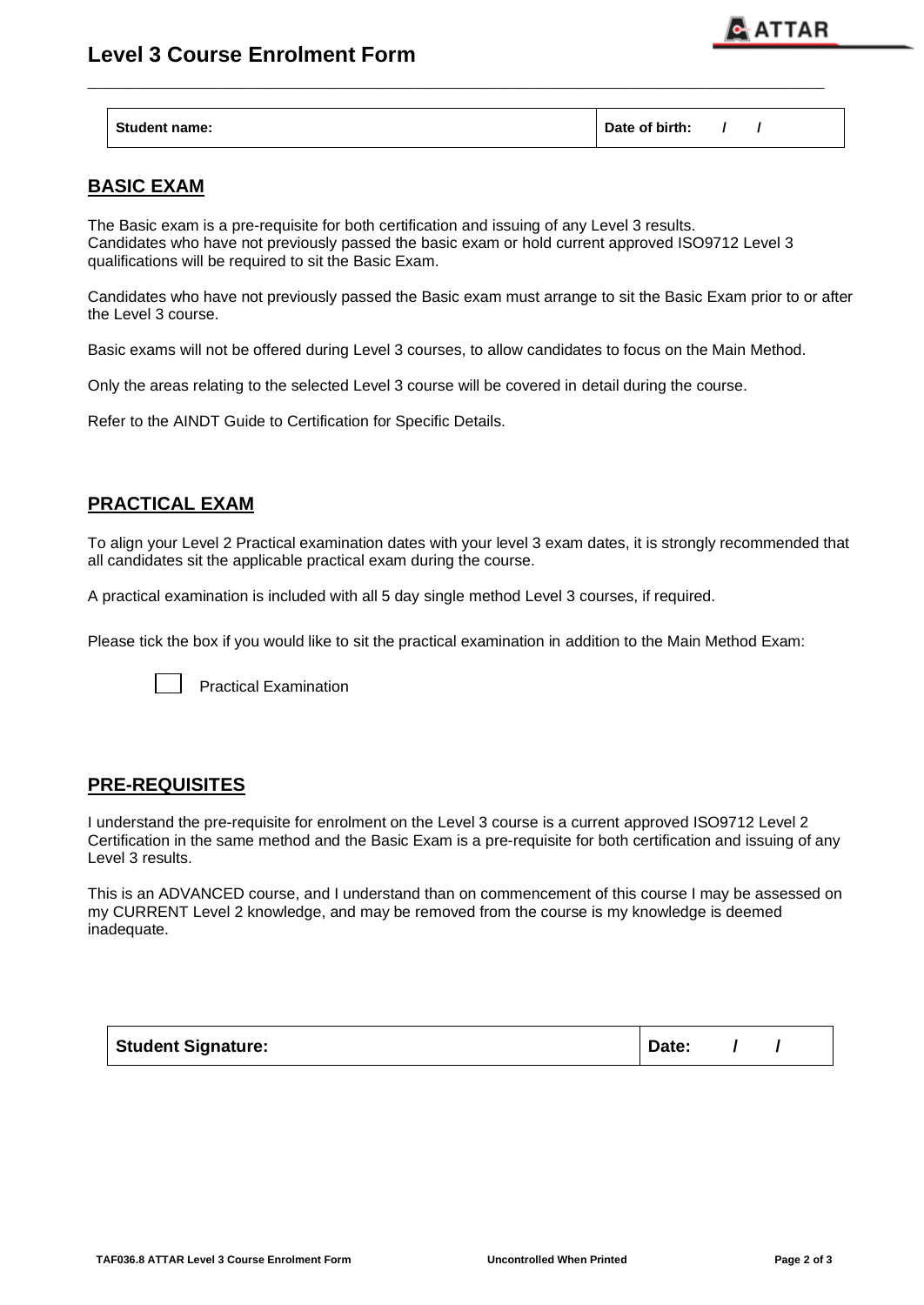# Level 3 Course Enrolment Form

| Student name: | Date of birth: / / |
|---|---|

## BASIC EXAM

The Basic exam is a pre-requisite for both certification and issuing of any Level 3 results.
Candidates who have not previously passed the basic exam or hold current approved ISO9712 Level 3 qualifications will be required to sit the Basic Exam.

Candidates who have not previously passed the Basic exam must arrange to sit the Basic Exam prior to or after the Level 3 course.

Basic exams will not be offered during Level 3 courses, to allow candidates to focus on the Main Method.

Only the areas relating to the selected Level 3 course will be covered in detail during the course.

Refer to the AINDT Guide to Certification for Specific Details.

## PRACTICAL EXAM

To align your Level 2 Practical examination dates with your level 3 exam dates, it is strongly recommended that all candidates sit the applicable practical exam during the course.

A practical examination is included with all 5 day single method Level 3 courses, if required.

Please tick the box if you would like to sit the practical examination in addition to the Main Method Exam:

☐ Practical Examination

## PRE-REQUISITES

I understand the pre-requisite for enrolment on the Level 3 course is a current approved ISO9712 Level 2 Certification in the same method and the Basic Exam is a pre-requisite for both certification and issuing of any Level 3 results.

This is an ADVANCED course, and I understand than on commencement of this course I may be assessed on my CURRENT Level 2 knowledge, and may be removed from the course is my knowledge is deemed inadequate.

| **Student Signature:** | **Date: / /** |
|---|---|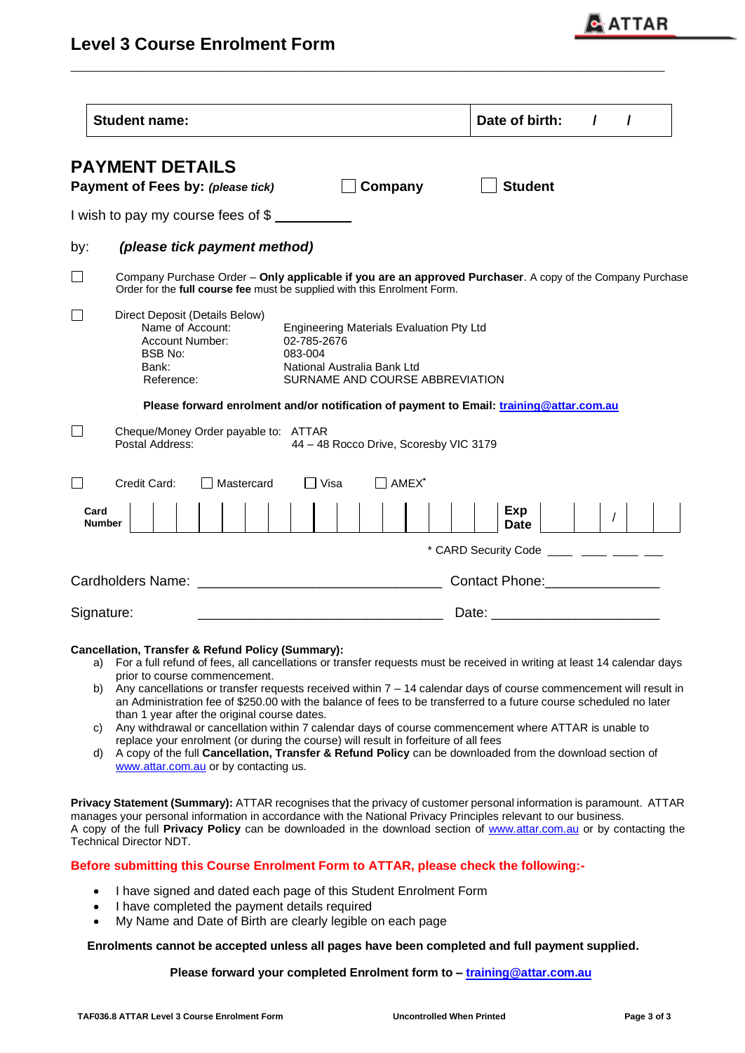# Level 3 Course Enrolment Form

| Student name: | Date of birth: / / |
|---|---|

## PAYMENT DETAILS

**Payment of Fees by:** ***(please tick)*** ☐ **Company** ☐ **Student**

I wish to pay my course fees of $ ____________

by: ***(please tick payment method)***

☐ Company Purchase Order – **Only applicable if you are an approved Purchaser**. A copy of the Company Purchase Order for the **full course fee** must be supplied with this Enrolment Form.

☐ Direct Deposit (Details Below)

| | |
|---|---|
| Name of Account: | Engineering Materials Evaluation Pty Ltd |
| Account Number: | 02-785-2676 |
| BSB No: | 083-004 |
| Bank: | National Australia Bank Ltd |
| Reference: | SURNAME AND COURSE ABBREVIATION |

**Please forward enrolment and/or notification of payment to Email: training@attar.com.au**

☐ Cheque/Money Order payable to: ATTAR
Postal Address: 44 – 48 Rocco Drive, Scoresby VIC 3179

☐ Credit Card: ☐ Mastercard ☐ Visa ☐ AMEX*

**Card Number** ____ ____ ____ ____ **Exp Date** ____ / ____

\* CARD Security Code ____ ____ ____ ____

Cardholders Name: ______________________________ Contact Phone: ______________

Signature: ______________________________ Date: ____________________

**Cancellation, Transfer & Refund Policy (Summary):**

a) For a full refund of fees, all cancellations or transfer requests must be received in writing at least 14 calendar days prior to course commencement.
b) Any cancellations or transfer requests received within 7 – 14 calendar days of course commencement will result in an Administration fee of $250.00 with the balance of fees to be transferred to a future course scheduled no later than 1 year after the original course dates.
c) Any withdrawal or cancellation within 7 calendar days of course commencement where ATTAR is unable to replace your enrolment (or during the course) will result in forfeiture of all fees
d) A copy of the full **Cancellation, Transfer & Refund Policy** can be downloaded from the download section of www.attar.com.au or by contacting us.

**Privacy Statement (Summary):** ATTAR recognises that the privacy of customer personal information is paramount. ATTAR manages your personal information in accordance with the National Privacy Principles relevant to our business. A copy of the full **Privacy Policy** can be downloaded in the download section of www.attar.com.au or by contacting the Technical Director NDT.

**Before submitting this Course Enrolment Form to ATTAR, please check the following:-**

- I have signed and dated each page of this Student Enrolment Form
- I have completed the payment details required
- My Name and Date of Birth are clearly legible on each page

**Enrolments cannot be accepted unless all pages have been completed and full payment supplied.**

**Please forward your completed Enrolment form to – training@attar.com.au**

TAF036.8 ATTAR Level 3 Course Enrolment Form — Uncontrolled When Printed